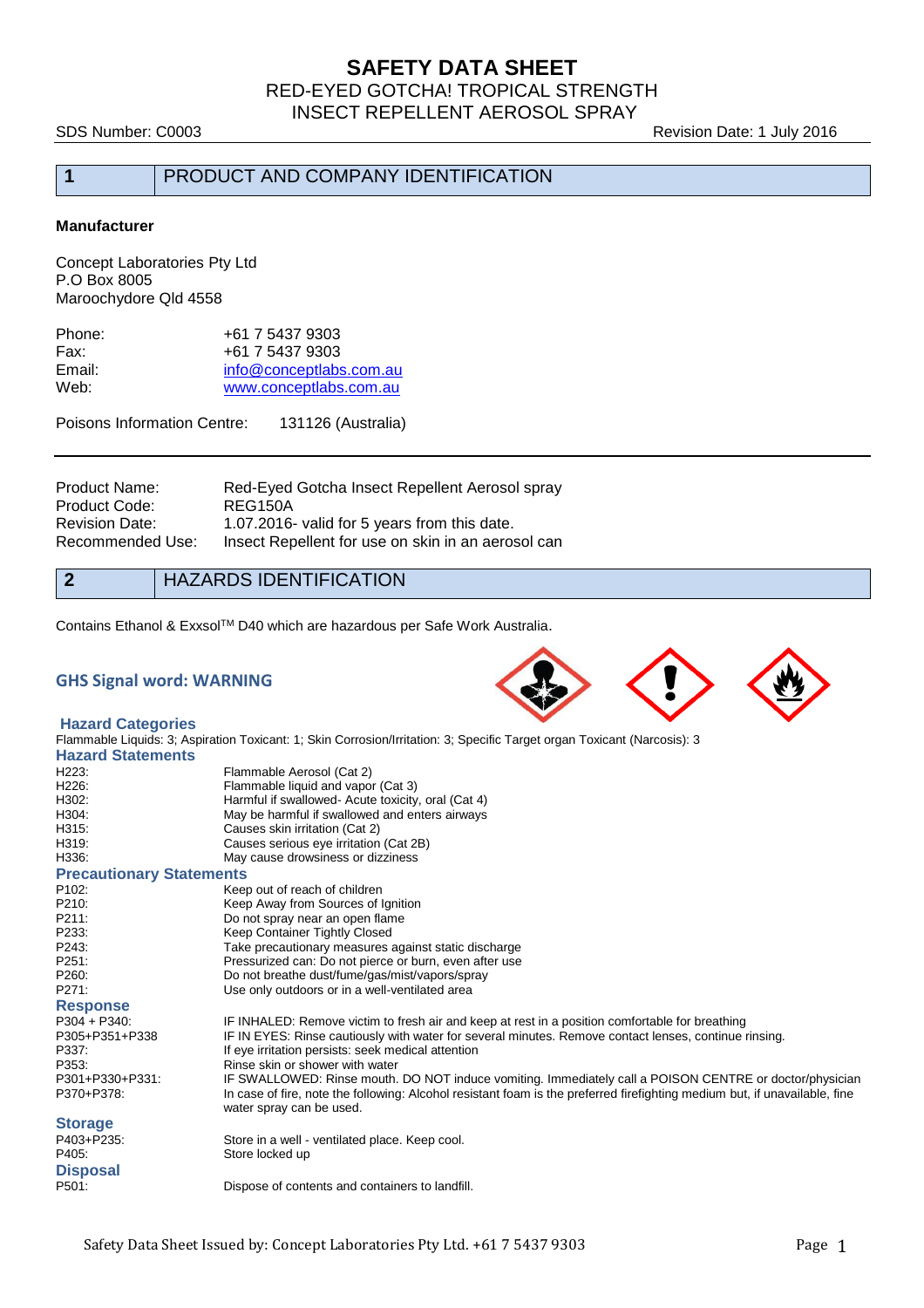# SAFETY DATA SHEET

## RED-EYED GOTCHA! TROPICAL STRENGTH INSECT REPELLENT AEROSOL SPRAY

SDS Number: C0003 Revision Date: 1 July 2016

## 1 PRODUCT AND COMPANY IDENTIFICATION

**Manufacturer**

Concept Laboratories Pty Ltd
P.O Box 8005
Maroochydore Qld 4558

| | |
|---|---|
| Phone: | +61 7 5437 9303 |
| Fax: | +61 7 5437 9303 |
| Email: | info@conceptlabs.com.au |
| Web: | www.conceptlabs.com.au |

Poisons Information Centre: 131126 (Australia)

| | |
|---|---|
| Product Name: | Red-Eyed Gotcha Insect Repellent Aerosol spray |
| Product Code: | REG150A |
| Revision Date: | 1.07.2016- valid for 5 years from this date. |
| Recommended Use: | Insect Repellent for use on skin in an aerosol can |

## 2 HAZARDS IDENTIFICATION

Contains Ethanol & Exxsol[TM] D40 which are hazardous per Safe Work Australia.

### GHS Signal word: WARNING

### Hazard Categories

Flammable Liquids: 3; Aspiration Toxicant: 1; Skin Corrosion/Irritation: 3; Specific Target organ Toxicant (Narcosis): 3

### Hazard Statements

| | |
|---|---|
| H223: | Flammable Aerosol (Cat 2) |
| H226: | Flammable liquid and vapor (Cat 3) |
| H302: | Harmful if swallowed- Acute toxicity, oral (Cat 4) |
| H304: | May be harmful if swallowed and enters airways |
| H315: | Causes skin irritation (Cat 2) |
| H319: | Causes serious eye irritation (Cat 2B) |
| H336: | May cause drowsiness or dizziness |

### Precautionary Statements

| | |
|---|---|
| P102: | Keep out of reach of children |
| P210: | Keep Away from Sources of Ignition |
| P211: | Do not spray near an open flame |
| P233: | Keep Container Tightly Closed |
| P243: | Take precautionary measures against static discharge |
| P251: | Pressurized can: Do not pierce or burn, even after use |
| P260: | Do not breathe dust/fume/gas/mist/vapors/spray |
| P271: | Use only outdoors or in a well-ventilated area |

### Response

| | |
|---|---|
| P304 + P340: | IF INHALED: Remove victim to fresh air and keep at rest in a position comfortable for breathing |
| P305+P351+P338 | IF IN EYES: Rinse cautiously with water for several minutes. Remove contact lenses, continue rinsing. |
| P337: | If eye irritation persists: seek medical attention |
| P353: | Rinse skin or shower with water |
| P301+P330+P331: | IF SWALLOWED: Rinse mouth. DO NOT induce vomiting. Immediately call a POISON CENTRE or doctor/physician |
| P370+P378: | In case of fire, note the following: Alcohol resistant foam is the preferred firefighting medium but, if unavailable, fine water spray can be used. |

### Storage

| | |
|---|---|
| P403+P235: | Store in a well - ventilated place. Keep cool. |
| P405: | Store locked up |

### Disposal

| | |
|---|---|
| P501: | Dispose of contents and containers to landfill. |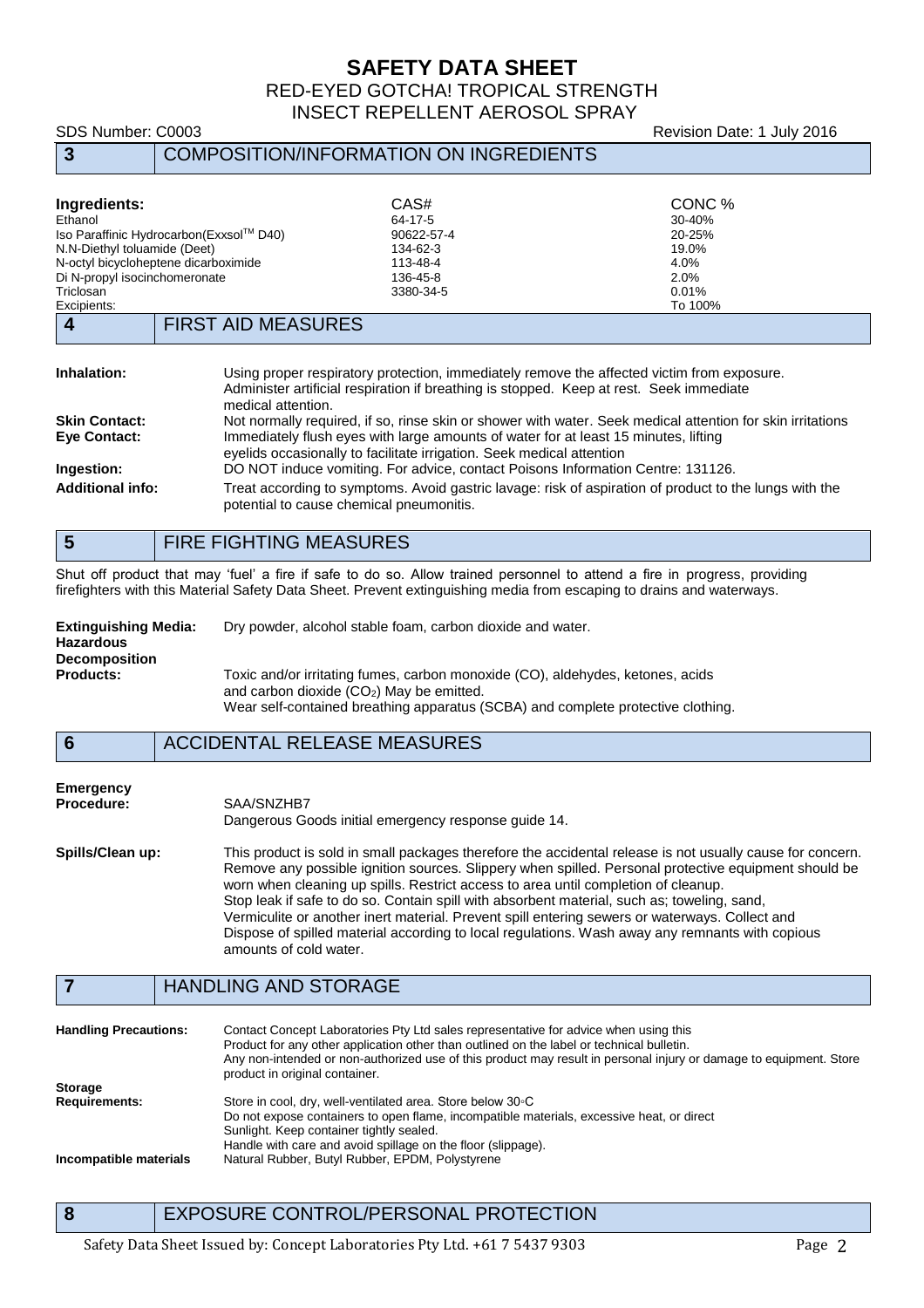# SAFETY DATA SHEET

RED-EYED GOTCHA! TROPICAL STRENGTH INSECT REPELLENT AEROSOL SPRAY

SDS Number: C0003 Revision Date: 1 July 2016

## 3 COMPOSITION/INFORMATION ON INGREDIENTS

| Ingredients: | CAS# | CONC % |
|---|---|---|
| Ethanol | 64-17-5 | 30-40% |
| Iso Paraffinic Hydrocarbon(Exxsol™ D40) | 90622-57-4 | 20-25% |
| N.N-Diethyl toluamide (Deet) | 134-62-3 | 19.0% |
| N-octyl bicycloheptene dicarboximide | 113-48-4 | 4.0% |
| Di N-propyl isocinchomeronate | 136-45-8 | 2.0% |
| Triclosan | 3380-34-5 | 0.01% |
| Excipients: | | To 100% |

## 4 FIRST AID MEASURES

**Inhalation:** Using proper respiratory protection, immediately remove the affected victim from exposure. Administer artificial respiration if breathing is stopped. Keep at rest. Seek immediate medical attention.

**Skin Contact:** Not normally required, if so, rinse skin or shower with water. Seek medical attention for skin irritations

**Eye Contact:** Immediately flush eyes with large amounts of water for at least 15 minutes, lifting eyelids occasionally to facilitate irrigation. Seek medical attention

**Ingestion:** DO NOT induce vomiting. For advice, contact Poisons Information Centre: 131126.

**Additional info:** Treat according to symptoms. Avoid gastric lavage: risk of aspiration of product to the lungs with the potential to cause chemical pneumonitis.

## 5 FIRE FIGHTING MEASURES

Shut off product that may 'fuel' a fire if safe to do so. Allow trained personnel to attend a fire in progress, providing firefighters with this Material Safety Data Sheet. Prevent extinguishing media from escaping to drains and waterways.

**Extinguishing Media:** Dry powder, alcohol stable foam, carbon dioxide and water.

**Hazardous Decomposition Products:** Toxic and/or irritating fumes, carbon monoxide (CO), aldehydes, ketones, acids and carbon dioxide ($CO_2$) May be emitted.
Wear self-contained breathing apparatus (SCBA) and complete protective clothing.

## 6 ACCIDENTAL RELEASE MEASURES

**Emergency Procedure:** SAA/SNZHB7
Dangerous Goods initial emergency response guide 14.

**Spills/Clean up:** This product is sold in small packages therefore the accidental release is not usually cause for concern. Remove any possible ignition sources. Slippery when spilled. Personal protective equipment should be worn when cleaning up spills. Restrict access to area until completion of cleanup.
Stop leak if safe to do so. Contain spill with absorbent material, such as; toweling, sand, Vermiculite or another inert material. Prevent spill entering sewers or waterways. Collect and Dispose of spilled material according to local regulations. Wash away any remnants with copious amounts of cold water.

## 7 HANDLING AND STORAGE

**Handling Precautions:** Contact Concept Laboratories Pty Ltd sales representative for advice when using this Product for any other application other than outlined on the label or technical bulletin.
Any non-intended or non-authorized use of this product may result in personal injury or damage to equipment. Store product in original container.

**Storage Requirements:** Store in cool, dry, well-ventilated area. Store below 30°C
Do not expose containers to open flame, incompatible materials, excessive heat, or direct Sunlight. Keep container tightly sealed.
Handle with care and avoid spillage on the floor (slippage).

**Incompatible materials** Natural Rubber, Butyl Rubber, EPDM, Polystyrene

## 8 EXPOSURE CONTROL/PERSONAL PROTECTION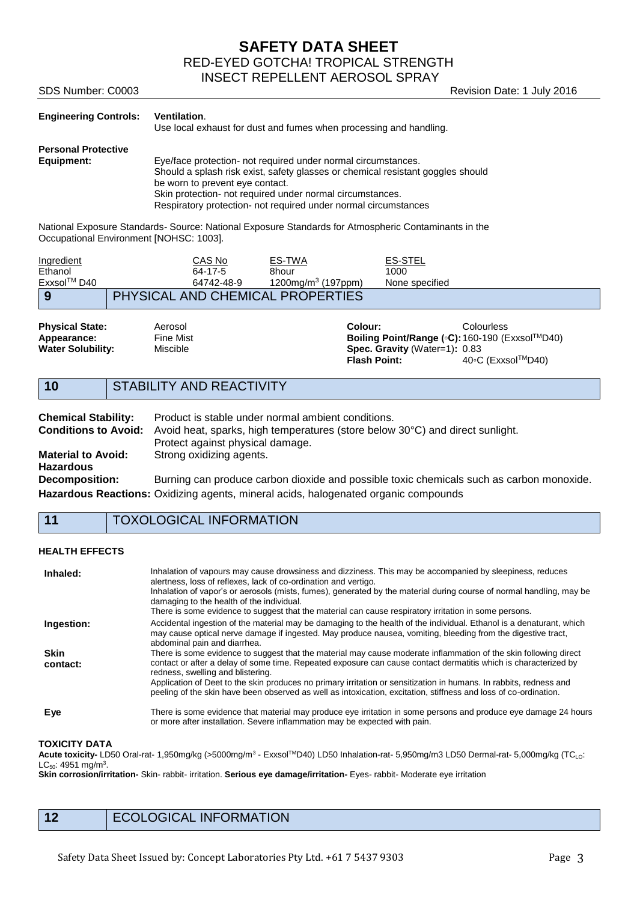**Engineering Controls:** **Ventilation**.
Use local exhaust for dust and fumes when processing and handling.

**Personal Protective Equipment:**
Eye/face protection- not required under normal circumstances.
Should a splash risk exist, safety glasses or chemical resistant goggles should be worn to prevent eye contact.
Skin protection- not required under normal circumstances.
Respiratory protection- not required under normal circumstances

National Exposure Standards- Source: National Exposure Standards for Atmospheric Contaminants in the Occupational Environment [NOHSC: 1003].

| Ingredient | CAS No | ES-TWA | ES-STEL |
|---|---|---|---|
| Ethanol | 64-17-5 | 8hour | 1000 |
| Exxsol™ D40 | 64742-48-9 | 1200mg/m$^3$ (197ppm) | None specified |

## 9 PHYSICAL AND CHEMICAL PROPERTIES

| | | | |
|---|---|---|---|
| **Physical State:** | Aerosol | **Colour:** | Colourless |
| **Appearance:** | Fine Mist | **Boiling Point/Range (◦C):** | 160-190 (Exxsol™D40) |
| **Water Solubility:** | Miscible | **Spec. Gravity** (Water=1)**:** | 0.83 |
| | | **Flash Point:** | 40◦C (Exxsol™D40) |

## 10 STABILITY AND REACTIVITY

**Chemical Stability:** Product is stable under normal ambient conditions.
**Conditions to Avoid:** Avoid heat, sparks, high temperatures (store below 30°C) and direct sunlight. Protect against physical damage.
**Material to Avoid:** Strong oxidizing agents.
**Hazardous Decomposition:** Burning can produce carbon dioxide and possible toxic chemicals such as carbon monoxide.
**Hazardous Reactions:** Oxidizing agents, mineral acids, halogenated organic compounds

## 11 TOXOLOGICAL INFORMATION

**HEALTH EFFECTS**

**Inhaled:** Inhalation of vapours may cause drowsiness and dizziness. This may be accompanied by sleepiness, reduces alertness, loss of reflexes, lack of co-ordination and vertigo.
Inhalation of vapor's or aerosols (mists, fumes), generated by the material during course of normal handling, may be damaging to the health of the individual.
There is some evidence to suggest that the material can cause respiratory irritation in some persons.

**Ingestion:** Accidental ingestion of the material may be damaging to the health of the individual. Ethanol is a denaturant, which may cause optical nerve damage if ingested. May produce nausea, vomiting, bleeding from the digestive tract, abdominal pain and diarrhea.

**Skin contact:** There is some evidence to suggest that the material may cause moderate inflammation of the skin following direct contact or after a delay of some time. Repeated exposure can cause contact dermatitis which is characterized by redness, swelling and blistering.
Application of Deet to the skin produces no primary irritation or sensitization in humans. In rabbits, redness and peeling of the skin have been observed as well as intoxication, excitation, stiffness and loss of co-ordination.

**Eye** There is some evidence to suggest that material may produce eye irritation in some persons and produce eye damage 24 hours or more after installation. Severe inflammation may be expected with pain.

**TOXICITY DATA**
**Acute toxicity-** LD50 Oral-rat- 1,950mg/kg (>5000mg/m$^3$ - Exxsol™D40) LD50 Inhalation-rat- 5,950mg/m3 LD50 Dermal-rat- 5,000mg/kg ($TC_{LO}$: $LC_{50}$: 4951 mg/m$^3$.
**Skin corrosion/irritation-** Skin- rabbit- irritation. **Serious eye damage/irritation-** Eyes- rabbit- Moderate eye irritation

## 12 ECOLOGICAL INFORMATION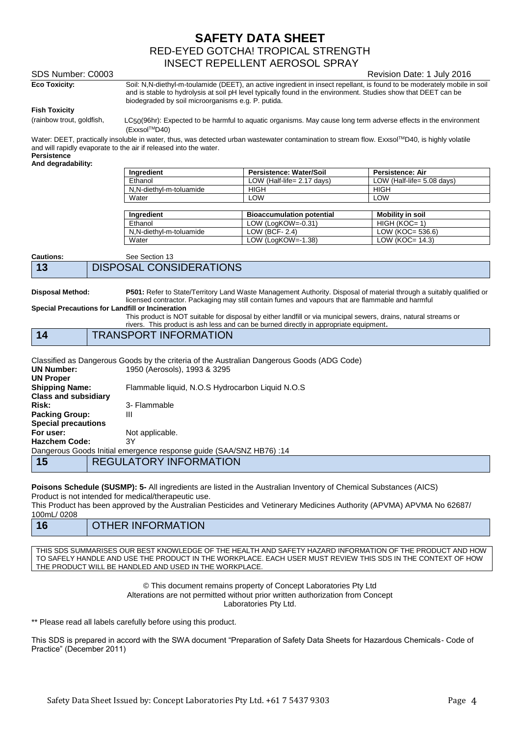# SAFETY DATA SHEET
RED-EYED GOTCHA! TROPICAL STRENGTH
INSECT REPELLENT AEROSOL SPRAY

SDS Number: C0003 Revision Date: 1 July 2016

**Eco Toxicity:** Soil: N,N-diethyl-m-toulamide (DEET), an active ingredient in insect repellant, is found to be moderately mobile in soil and is stable to hydrolysis at soil pH level typically found in the environment. Studies show that DEET can be biodegraded by soil microorganisms e.g. P. putida.

**Fish Toxicity**

(rainbow trout, goldfish, $LC_{50}$(96hr): Expected to be harmful to aquatic organisms. May cause long term adverse effects in the environment (Exxsol™D40)

Water: DEET, practically insoluble in water, thus, was detected urban wastewater contamination to stream flow. Exxsol™D40, is highly volatile and will rapidly evaporate to the air if released into the water.

**Persistence And degradability:**

| Ingredient | Persistence: Water/Soil | Persistence: Air |
|---|---|---|
| Ethanol | LOW (Half-life= 2.17 days) | LOW (Half-life= 5.08 days) |
| N,N-diethyl-m-toluamide | HIGH | HIGH |
| Water | LOW | LOW |

| Ingredient | Bioaccumulation potential | Mobility in soil |
|---|---|---|
| Ethanol | LOW (LogKOW=-0.31) | HIGH (KOC= 1) |
| N,N-diethyl-m-toluamide | LOW (BCF- 2.4) | LOW (KOC= 536.6) |
| Water | LOW (LogKOW=-1.38) | LOW (KOC= 14.3) |

**Cautions:** See Section 13

## 13 DISPOSAL CONSIDERATIONS

**Disposal Method:** **P501:** Refer to State/Territory Land Waste Management Authority. Disposal of material through a suitably qualified or licensed contractor. Packaging may still contain fumes and vapours that are flammable and harmful

**Special Precautions for Landfill or Incineration**

This product is NOT suitable for disposal by either landfill or via municipal sewers, drains, natural streams or rivers. This product is ash less and can be burned directly in appropriate equipment**.**

## 14 TRANSPORT INFORMATION

Classified as Dangerous Goods by the criteria of the Australian Dangerous Goods (ADG Code)

**UN Number:** 1950 (Aerosols), 1993 & 3295

**UN Proper Shipping Name:** Flammable liquid, N.O.S Hydrocarbon Liquid N.O.S

**Class and subsidiary Risk:** 3- Flammable

**Packing Group:** III

**Special precautions For user:** Not applicable.

**Hazchem Code:** 3Y

Dangerous Goods Initial emergence response guide (SAA/SNZ HB76) :14

## 15 REGULATORY INFORMATION

**Poisons Schedule (SUSMP): 5-** All ingredients are listed in the Australian Inventory of Chemical Substances (AICS)

Product is not intended for medical/therapeutic use.

This Product has been approved by the Australian Pesticides and Vetinerary Medicines Authority (APVMA) APVMA No 62687/ 100mL/ 0208

## 16 OTHER INFORMATION

THIS SDS SUMMARISES OUR BEST KNOWLEDGE OF THE HEALTH AND SAFETY HAZARD INFORMATION OF THE PRODUCT AND HOW TO SAFELY HANDLE AND USE THE PRODUCT IN THE WORKPLACE. EACH USER MUST REVIEW THIS SDS IN THE CONTEXT OF HOW THE PRODUCT WILL BE HANDLED AND USED IN THE WORKPLACE.

© This document remains property of Concept Laboratories Pty Ltd
Alterations are not permitted without prior written authorization from Concept Laboratories Pty Ltd.

** Please read all labels carefully before using this product.

This SDS is prepared in accord with the SWA document "Preparation of Safety Data Sheets for Hazardous Chemicals- Code of Practice" (December 2011)

Safety Data Sheet Issued by: Concept Laboratories Pty Ltd. +61 7 5437 9303